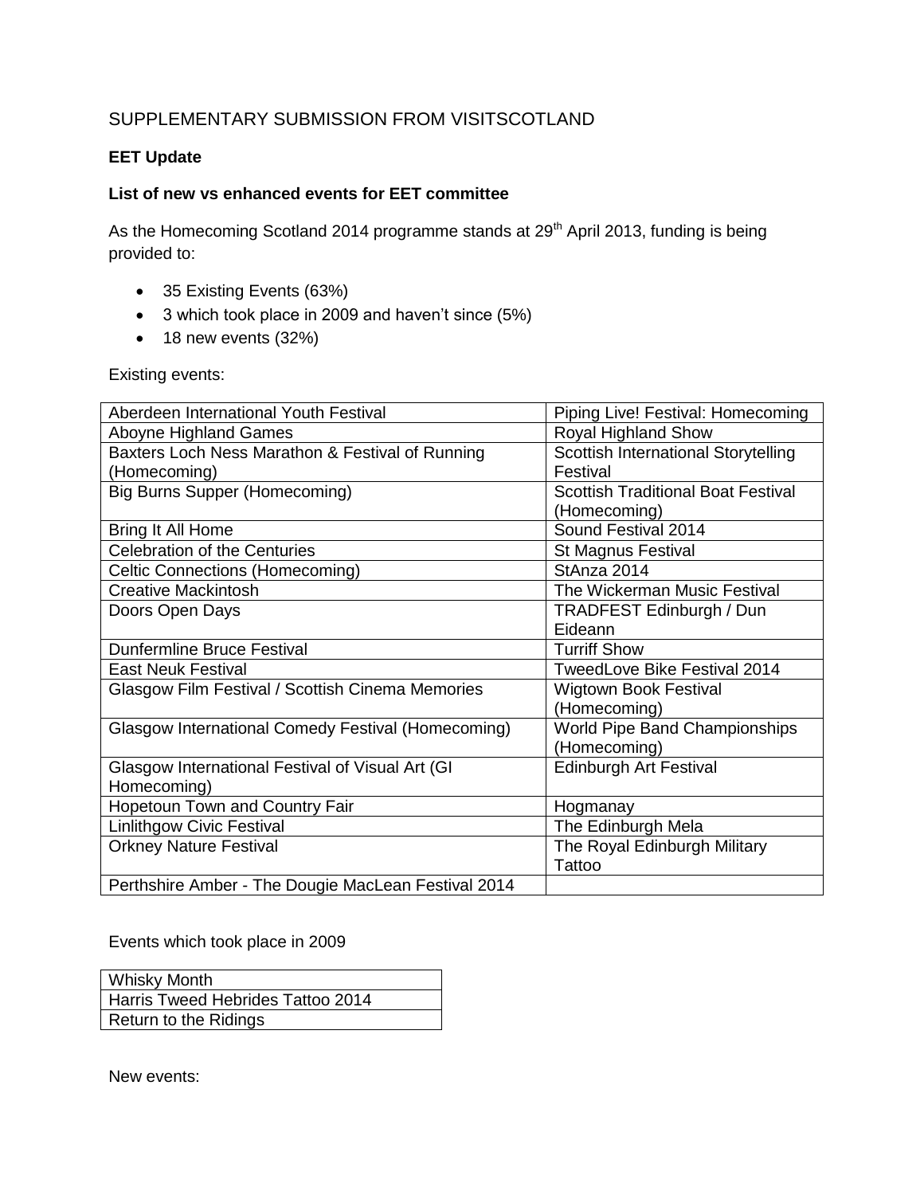SUPPLEMENTARY SUBMISSION FROM VISITSCOTLAND

**EET Update**

**List of new vs enhanced events for EET committee**

As the Homecoming Scotland 2014 programme stands at 29th April 2013, funding is being provided to:

- 35 Existing Events (63%)
- 3 which took place in 2009 and haven't since (5%)
- 18 new events (32%)

Existing events:

| | |
|---|---|
| Aberdeen International Youth Festival | Piping Live! Festival: Homecoming |
| Aboyne Highland Games | Royal Highland Show |
| Baxters Loch Ness Marathon & Festival of Running (Homecoming) | Scottish International Storytelling Festival |
| Big Burns Supper (Homecoming) | Scottish Traditional Boat Festival (Homecoming) |
| Bring It All Home | Sound Festival 2014 |
| Celebration of the Centuries | St Magnus Festival |
| Celtic Connections (Homecoming) | StAnza 2014 |
| Creative Mackintosh | The Wickerman Music Festival |
| Doors Open Days | TRADFEST Edinburgh / Dun Eideann |
| Dunfermline Bruce Festival | Turriff Show |
| East Neuk Festival | TweedLove Bike Festival 2014 |
| Glasgow Film Festival / Scottish Cinema Memories | Wigtown Book Festival (Homecoming) |
| Glasgow International Comedy Festival (Homecoming) | World Pipe Band Championships (Homecoming) |
| Glasgow International Festival of Visual Art (GI Homecoming) | Edinburgh Art Festival |
| Hopetoun Town and Country Fair | Hogmanay |
| Linlithgow Civic Festival | The Edinburgh Mela |
| Orkney Nature Festival | The Royal Edinburgh Military Tattoo |
| Perthshire Amber - The Dougie MacLean Festival 2014 | |

Events which took place in 2009

| |
|---|
| Whisky Month |
| Harris Tweed Hebrides Tattoo 2014 |
| Return to the Ridings |

New events: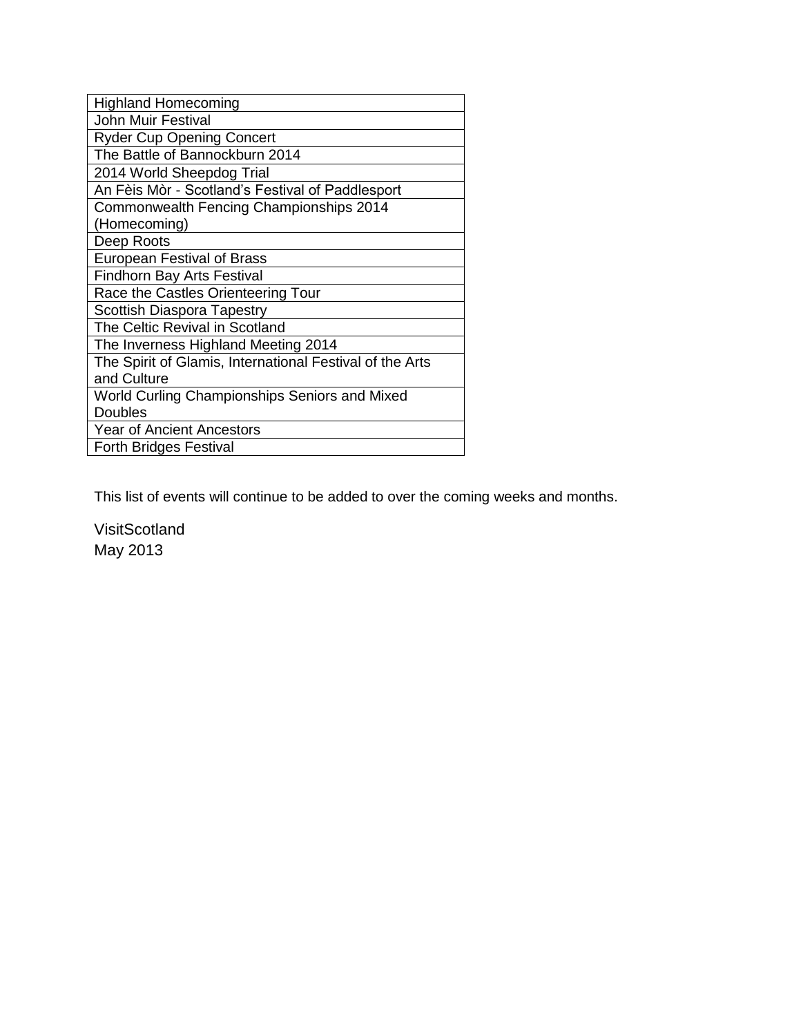| |
|---|
| Highland Homecoming |
| John Muir Festival |
| Ryder Cup Opening Concert |
| The Battle of Bannockburn 2014 |
| 2014 World Sheepdog Trial |
| An Fèis Mòr - Scotland's Festival of Paddlesport |
| Commonwealth Fencing Championships 2014 (Homecoming) |
| Deep Roots |
| European Festival of Brass |
| Findhorn Bay Arts Festival |
| Race the Castles Orienteering Tour |
| Scottish Diaspora Tapestry |
| The Celtic Revival in Scotland |
| The Inverness Highland Meeting 2014 |
| The Spirit of Glamis, International Festival of the Arts and Culture |
| World Curling Championships Seniors and Mixed Doubles |
| Year of Ancient Ancestors |
| Forth Bridges Festival |

This list of events will continue to be added to over the coming weeks and months.

VisitScotland
May 2013